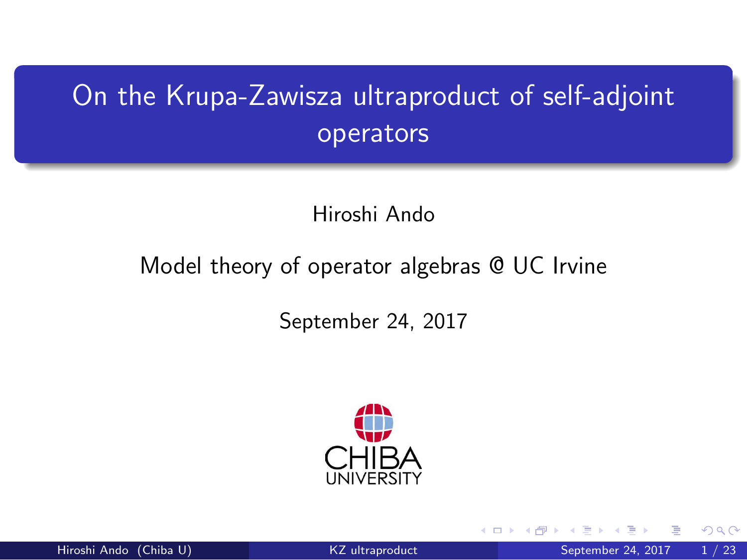# On the Krupa-Zawisza ultraproduct of self-adjoint operators

Hiroshi Ando

Model theory of operator algebras @ UC Irvine

September 24, 2017

CHIBA UNIVERSITY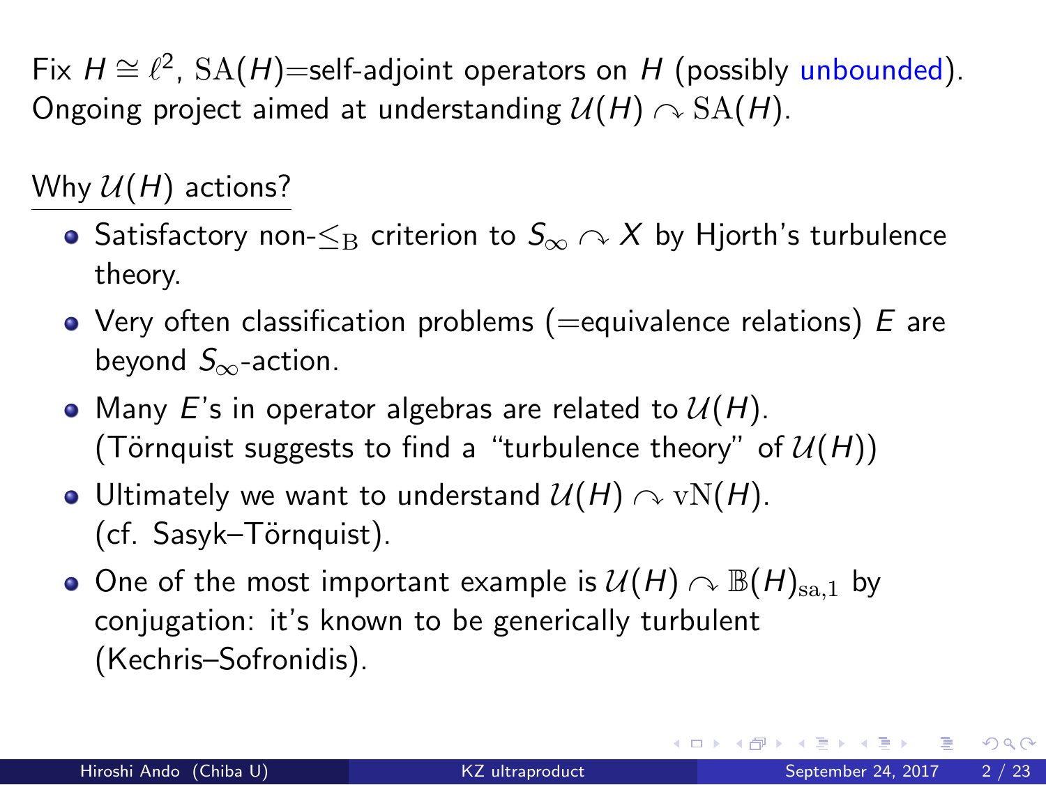Fix $H \cong \ell^2$, $\mathrm{SA}(H)$=self-adjoint operators on $H$ (possibly unbounded). Ongoing project aimed at understanding $\mathcal{U}(H) \curvearrowright \mathrm{SA}(H)$.

Why $\mathcal{U}(H)$ actions?

- Satisfactory non-$\leq_{\mathrm{B}}$ criterion to $S_\infty \curvearrowright X$ by Hjorth's turbulence theory.
- Very often classification problems (=equivalence relations) $E$ are beyond $S_\infty$-action.
- Many $E$'s in operator algebras are related to $\mathcal{U}(H)$. (Törnquist suggests to find a "turbulence theory" of $\mathcal{U}(H)$)
- Ultimately we want to understand $\mathcal{U}(H) \curvearrowright \mathrm{vN}(H)$. (cf. Sasyk–Törnquist).
- One of the most important example is $\mathcal{U}(H) \curvearrowright \mathbb{B}(H)_{\mathrm{sa},1}$ by conjugation: it's known to be generically turbulent (Kechris–Sofronidis).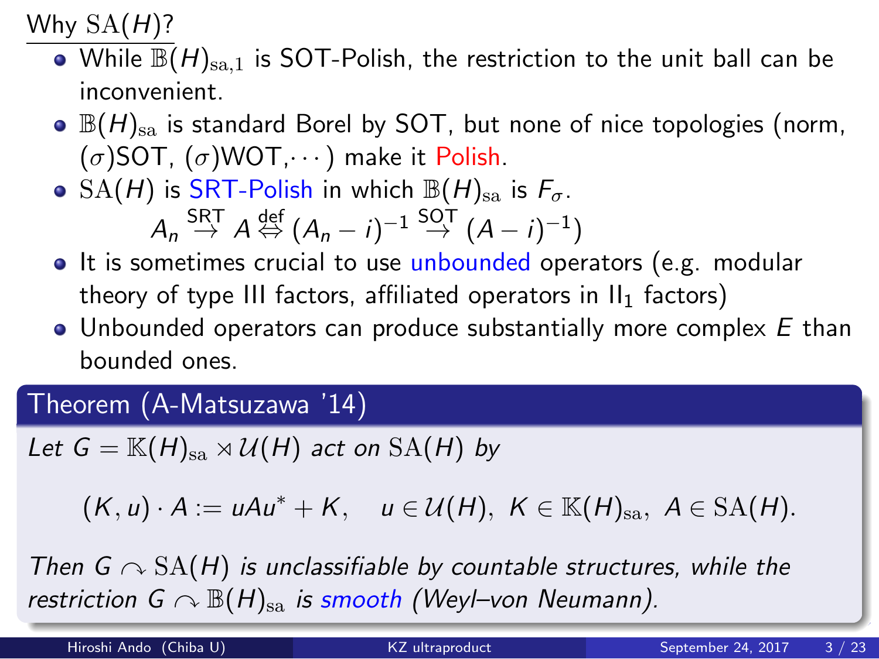## Why $\mathrm{SA}(H)$?

- While $\mathbb{B}(H)_{\mathrm{sa},1}$ is SOT-Polish, the restriction to the unit ball can be inconvenient.
- $\mathbb{B}(H)_{\mathrm{sa}}$ is standard Borel by SOT, but none of nice topologies (norm, $(\sigma)$SOT, $(\sigma)$WOT,$\cdots$) make it Polish.
- $\mathrm{SA}(H)$ is SRT-Polish in which $\mathbb{B}(H)_{\mathrm{sa}}$ is $F_\sigma$.

  $$A_n \overset{\text{SRT}}{\to} A \overset{\text{def}}{\Leftrightarrow} (A_n - i)^{-1} \overset{\text{SOT}}{\to} (A-i)^{-1})$$

- It is sometimes crucial to use unbounded operators (e.g. modular theory of type III factors, affiliated operators in $\mathrm{II}_1$ factors)
- Unbounded operators can produce substantially more complex $E$ than bounded ones.

**Theorem (A-Matsuzawa '14)**

*Let $G = \mathbb{K}(H)_{\mathrm{sa}} \rtimes \mathcal{U}(H)$ act on $\mathrm{SA}(H)$ by*

$$(K,u)\cdot A := uAu^* + K, \quad u \in \mathcal{U}(H),\ K \in \mathbb{K}(H)_{\mathrm{sa}},\ A \in \mathrm{SA}(H).$$

*Then $G \curvearrowright \mathrm{SA}(H)$ is unclassifiable by countable structures, while the restriction $G \curvearrowright \mathbb{B}(H)_{\mathrm{sa}}$ is smooth (Weyl–von Neumann).*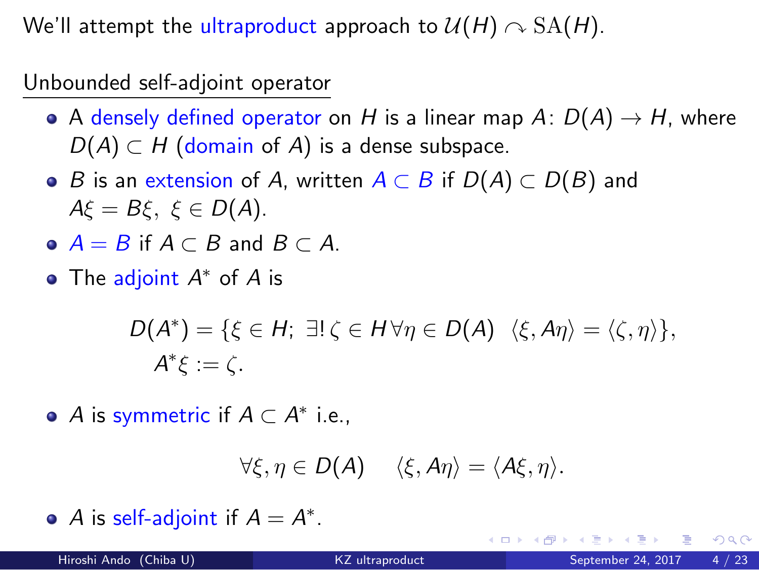We'll attempt the ultraproduct approach to $\mathcal{U}(H) \curvearrowright \mathrm{SA}(H)$.

Unbounded self-adjoint operator

- A densely defined operator on $H$ is a linear map $A\colon D(A) \to H$, where $D(A) \subset H$ (domain of $A$) is a dense subspace.
- $B$ is an extension of $A$, written $A \subset B$ if $D(A) \subset D(B)$ and $A\xi = B\xi,\ \xi \in D(A)$.
- $A = B$ if $A \subset B$ and $B \subset A$.
- The adjoint $A^*$ of $A$ is

$$D(A^*) = \{\xi \in H;\ \exists!\, \zeta \in H\, \forall \eta \in D(A)\ \ \langle \xi, A\eta \rangle = \langle \zeta, \eta \rangle\},$$
$$A^*\xi := \zeta.$$

- $A$ is symmetric if $A \subset A^*$ i.e.,

$$\forall \xi, \eta \in D(A) \quad \langle \xi, A\eta \rangle = \langle A\xi, \eta \rangle.$$

- $A$ is self-adjoint if $A = A^*$.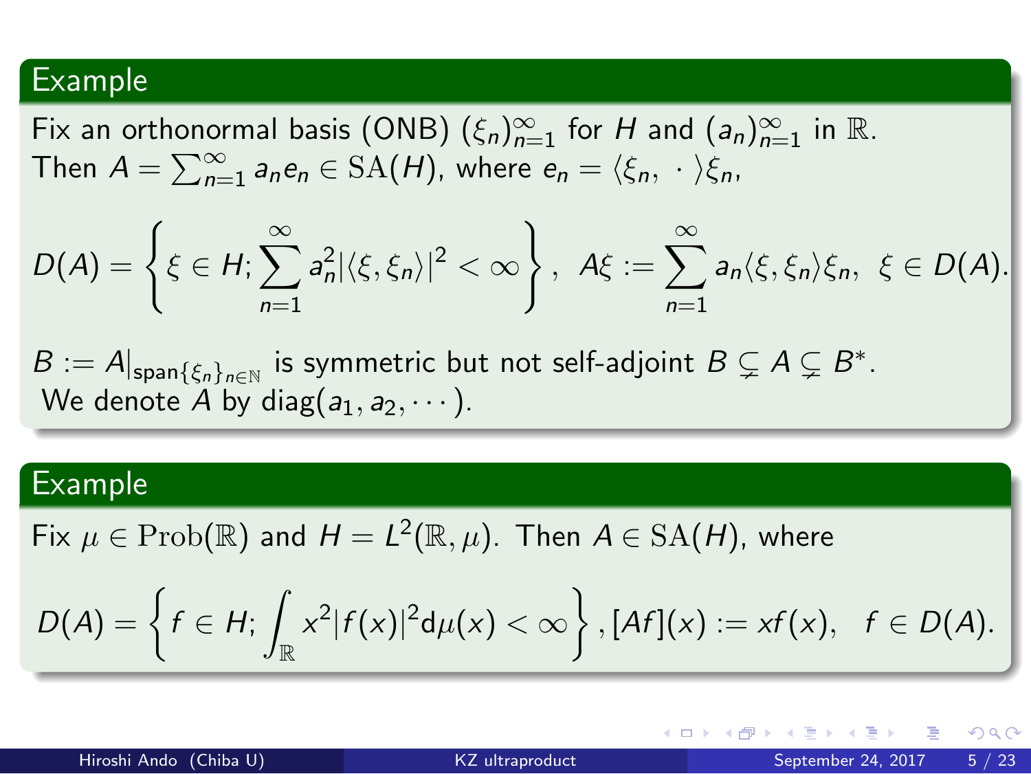### Example

Fix an orthonormal basis (ONB) $(\xi_n)_{n=1}^{\infty}$ for $H$ and $(a_n)_{n=1}^{\infty}$ in $\mathbb{R}$.
Then $A = \sum_{n=1}^{\infty} a_n e_n \in \mathrm{SA}(H)$, where $e_n = \langle \xi_n, \cdot \rangle \xi_n$,

$$D(A) = \left\{ \xi \in H; \sum_{n=1}^{\infty} a_n^2 |\langle \xi, \xi_n \rangle|^2 < \infty \right\}, \; A\xi := \sum_{n=1}^{\infty} a_n \langle \xi, \xi_n \rangle \xi_n, \;\; \xi \in D(A).$$

$B := A|_{\mathrm{span}\{\xi_n\}_{n \in \mathbb{N}}}$ is symmetric but not self-adjoint $B \subsetneq A \subsetneq B^*$.
We denote $A$ by $\mathrm{diag}(a_1, a_2, \cdots)$.

### Example

Fix $\mu \in \mathrm{Prob}(\mathbb{R})$ and $H = L^2(\mathbb{R}, \mu)$. Then $A \in \mathrm{SA}(H)$, where

$$D(A) = \left\{ f \in H; \int_{\mathbb{R}} x^2 |f(x)|^2 \mathrm{d}\mu(x) < \infty \right\}, [Af](x) := xf(x), \quad f \in D(A).$$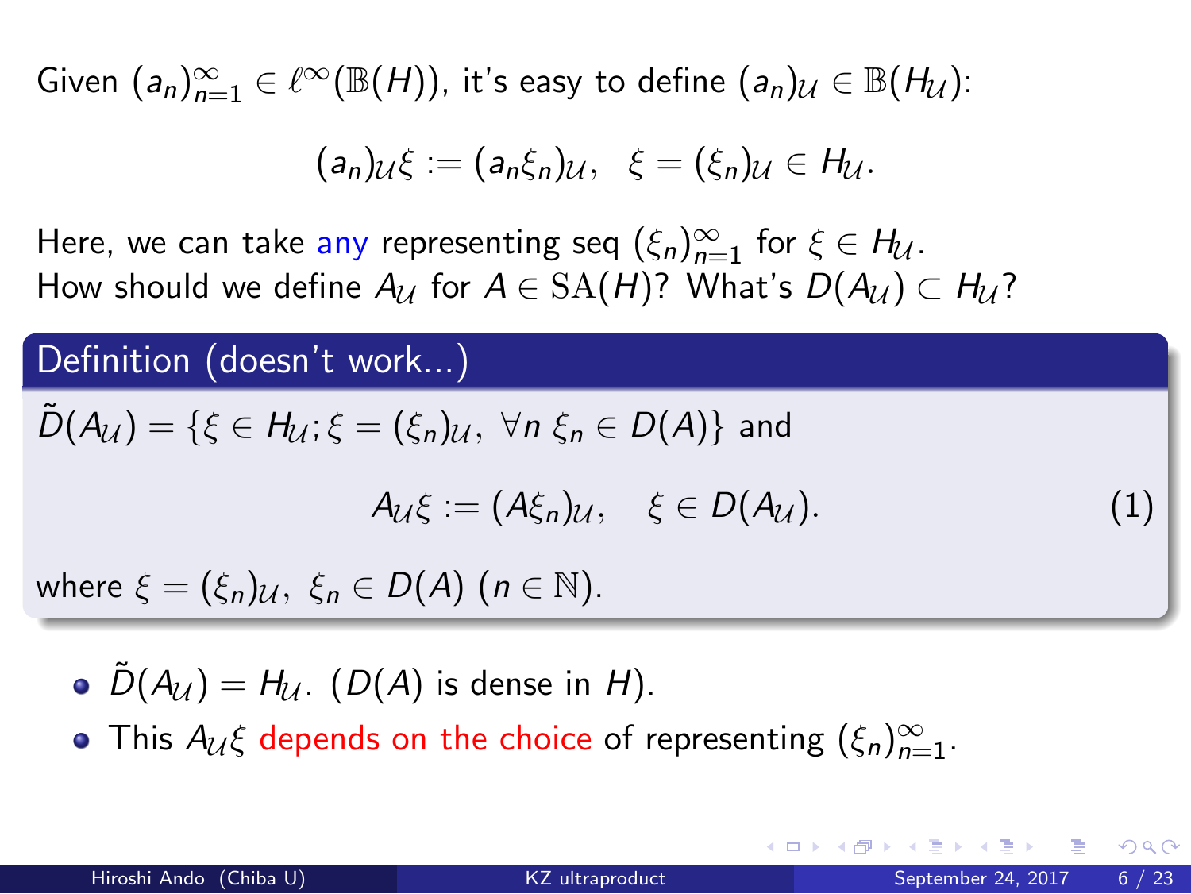Given $(a_n)_{n=1}^{\infty} \in \ell^{\infty}(\mathbb{B}(H))$, it's easy to define $(a_n)_{\mathcal{U}} \in \mathbb{B}(H_{\mathcal{U}})$:

$$(a_n)_{\mathcal{U}}\xi := (a_n\xi_n)_{\mathcal{U}}, \quad \xi = (\xi_n)_{\mathcal{U}} \in H_{\mathcal{U}}.$$

Here, we can take any representing seq $(\xi_n)_{n=1}^{\infty}$ for $\xi \in H_{\mathcal{U}}$.
How should we define $A_{\mathcal{U}}$ for $A \in \mathrm{SA}(H)$? What's $D(A_{\mathcal{U}}) \subset H_{\mathcal{U}}$?

**Definition (doesn't work...)**

$\tilde{D}(A_{\mathcal{U}}) = \{\xi \in H_{\mathcal{U}}; \xi = (\xi_n)_{\mathcal{U}}, \ \forall n \ \xi_n \in D(A)\}$ and

$$A_{\mathcal{U}}\xi := (A\xi_n)_{\mathcal{U}}, \quad \xi \in D(A_{\mathcal{U}}). \tag{1}$$

where $\xi = (\xi_n)_{\mathcal{U}}, \ \xi_n \in D(A) \ (n \in \mathbb{N})$.

- $\tilde{D}(A_{\mathcal{U}}) = H_{\mathcal{U}}$. ($D(A)$ is dense in $H$).
- This $A_{\mathcal{U}}\xi$ depends on the choice of representing $(\xi_n)_{n=1}^{\infty}$.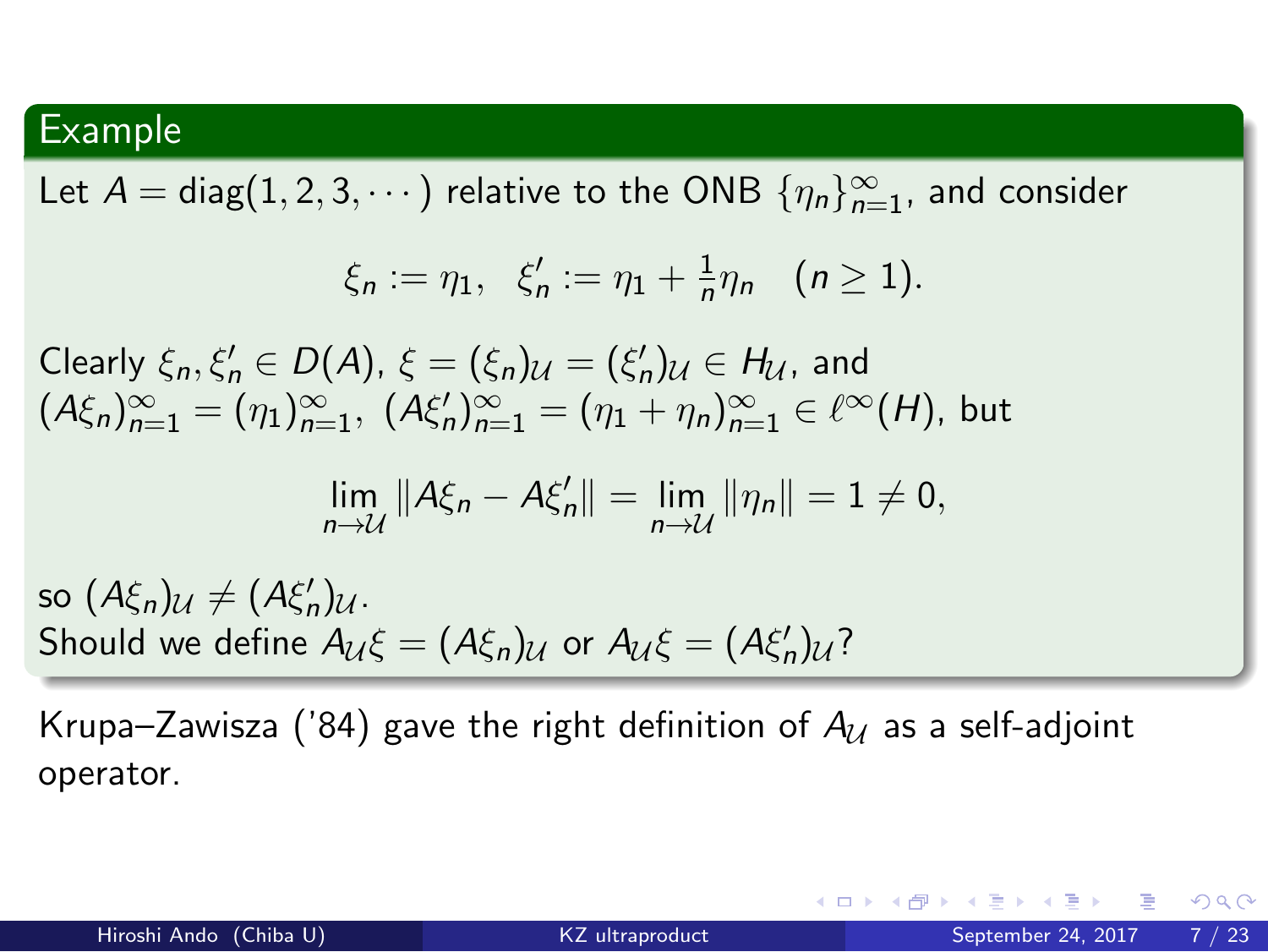## Example

Let $A = \mathrm{diag}(1, 2, 3, \cdots)$ relative to the ONB $\{\eta_n\}_{n=1}^{\infty}$, and consider

$$\xi_n := \eta_1, \quad \xi'_n := \eta_1 + \tfrac{1}{n}\eta_n \quad (n \geq 1).$$

Clearly $\xi_n, \xi'_n \in D(A)$, $\xi = (\xi_n)_{\mathcal{U}} = (\xi'_n)_{\mathcal{U}} \in H_{\mathcal{U}}$, and $(A\xi_n)_{n=1}^{\infty} = (\eta_1)_{n=1}^{\infty}$, $(A\xi'_n)_{n=1}^{\infty} = (\eta_1 + \eta_n)_{n=1}^{\infty} \in \ell^{\infty}(H)$, but

$$\lim_{n \to \mathcal{U}} \|A\xi_n - A\xi'_n\| = \lim_{n \to \mathcal{U}} \|\eta_n\| = 1 \neq 0,$$

so $(A\xi_n)_{\mathcal{U}} \neq (A\xi'_n)_{\mathcal{U}}$.
Should we define $A_{\mathcal{U}}\xi = (A\xi_n)_{\mathcal{U}}$ or $A_{\mathcal{U}}\xi = (A\xi'_n)_{\mathcal{U}}$?

Krupa–Zawisza ('84) gave the right definition of $A_{\mathcal{U}}$ as a self-adjoint operator.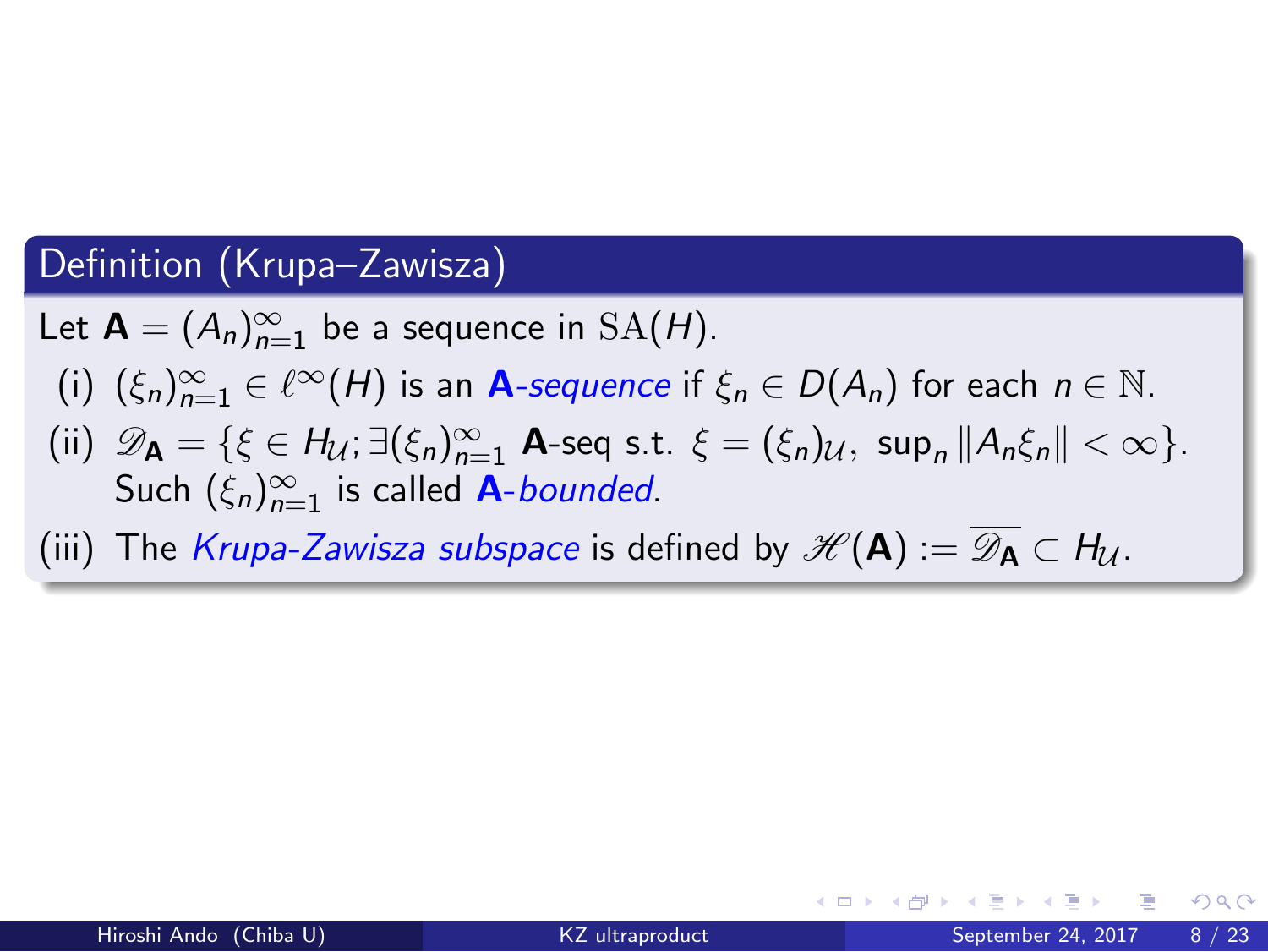## Definition (Krupa–Zawisza)

Let $\mathbf{A} = (A_n)_{n=1}^{\infty}$ be a sequence in $\mathrm{SA}(H)$.

(i) $(\xi_n)_{n=1}^{\infty} \in \ell^{\infty}(H)$ is an **A**-*sequence* if $\xi_n \in D(A_n)$ for each $n \in \mathbb{N}$.

(ii) $\mathscr{D}_{\mathbf{A}} = \{\xi \in H_{\mathcal{U}};\, \exists (\xi_n)_{n=1}^{\infty}\ \mathbf{A}\text{-seq s.t. } \xi = (\xi_n)_{\mathcal{U}},\ \sup_n \|A_n \xi_n\| < \infty\}$. Such $(\xi_n)_{n=1}^{\infty}$ is called **A**-*bounded*.

(iii) The *Krupa-Zawisza subspace* is defined by $\mathscr{H}(\mathbf{A}) := \overline{\mathscr{D}_{\mathbf{A}}} \subset H_{\mathcal{U}}$.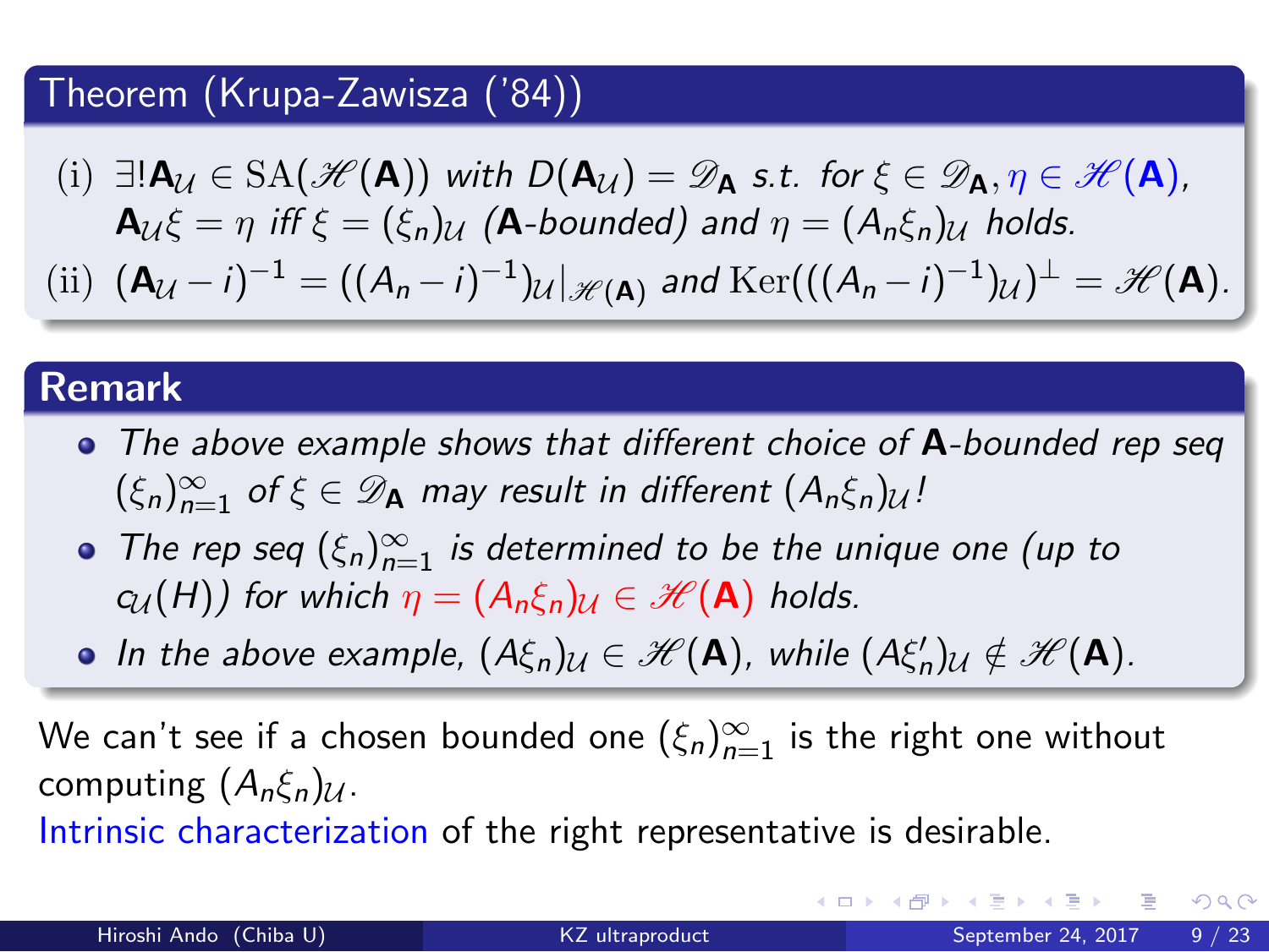## Theorem (Krupa-Zawisza ('84))

(i) $\exists! \mathbf{A}_{\mathcal{U}} \in \mathrm{SA}(\mathscr{H}(\mathbf{A}))$ *with* $D(\mathbf{A}_{\mathcal{U}}) = \mathscr{D}_{\mathbf{A}}$ *s.t. for* $\xi \in \mathscr{D}_{\mathbf{A}}, \eta \in \mathscr{H}(\mathbf{A})$, $\mathbf{A}_{\mathcal{U}}\xi = \eta$ *iff* $\xi = (\xi_n)_{\mathcal{U}}$ *(*$\mathbf{A}$*-bounded) and* $\eta = (A_n\xi_n)_{\mathcal{U}}$ *holds.*

(ii) $(\mathbf{A}_{\mathcal{U}} - i)^{-1} = ((A_n - i)^{-1})_{\mathcal{U}}|_{\mathscr{H}(\mathbf{A})}$ *and* $\mathrm{Ker}(((A_n - i)^{-1})_{\mathcal{U}})^{\perp} = \mathscr{H}(\mathbf{A})$.

## Remark

- *The above example shows that different choice of* $\mathbf{A}$*-bounded rep seq* $(\xi_n)_{n=1}^{\infty}$ *of* $\xi \in \mathscr{D}_{\mathbf{A}}$ *may result in different* $(A_n\xi_n)_{\mathcal{U}}$*!*
- *The rep seq* $(\xi_n)_{n=1}^{\infty}$ *is determined to be the unique one (up to* $c_{\mathcal{U}}(H)$*) for which* $\eta = (A_n\xi_n)_{\mathcal{U}} \in \mathscr{H}(\mathbf{A})$ *holds.*
- *In the above example,* $(A\xi_n)_{\mathcal{U}} \in \mathscr{H}(\mathbf{A})$*, while* $(A\xi_n')_{\mathcal{U}} \notin \mathscr{H}(\mathbf{A})$.

We can't see if a chosen bounded one $(\xi_n)_{n=1}^{\infty}$ is the right one without computing $(A_n\xi_n)_{\mathcal{U}}$.

Intrinsic characterization of the right representative is desirable.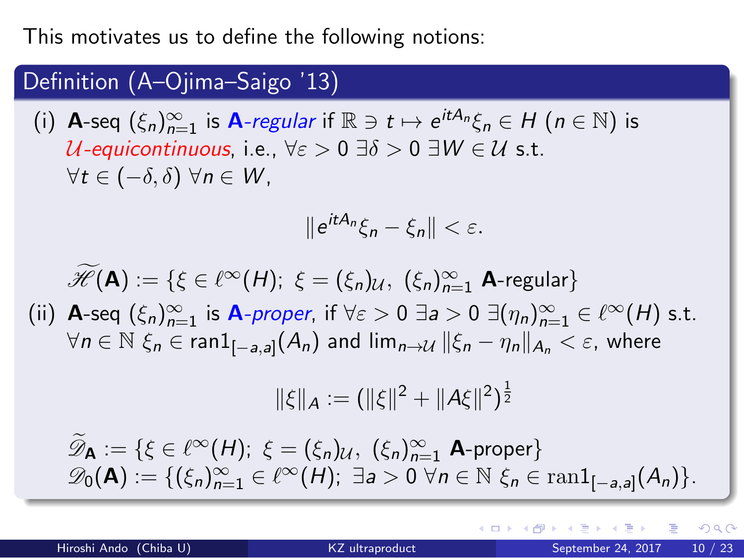This motivates us to define the following notions:

### Definition (A–Ojima–Saigo '13)

(i) **A**-seq $(\xi_n)_{n=1}^\infty$ is **A**-*regular* if $\mathbb{R} \ni t \mapsto e^{itA_n}\xi_n \in H$ $(n \in \mathbb{N})$ is *$\mathcal{U}$-equicontinuous*, i.e., $\forall \varepsilon > 0$ $\exists \delta > 0$ $\exists W \in \mathcal{U}$ s.t. $\forall t \in (-\delta, \delta)$ $\forall n \in W$,

$$\|e^{itA_n}\xi_n - \xi_n\| < \varepsilon.$$

$$\widetilde{\mathscr{H}}(\mathbf{A}) := \{\xi \in \ell^\infty(H);\ \xi = (\xi_n)_{\mathcal{U}},\ (\xi_n)_{n=1}^\infty\ \mathbf{A}\text{-regular}\}$$

(ii) **A**-seq $(\xi_n)_{n=1}^\infty$ is **A**-*proper*, if $\forall \varepsilon > 0$ $\exists a > 0$ $\exists (\eta_n)_{n=1}^\infty \in \ell^\infty(H)$ s.t. $\forall n \in \mathbb{N}$ $\xi_n \in \text{ran}1_{[-a,a]}(A_n)$ and $\lim_{n\to\mathcal{U}} \|\xi_n - \eta_n\|_{A_n} < \varepsilon$, where

$$\|\xi\|_A := (\|\xi\|^2 + \|A\xi\|^2)^{\frac{1}{2}}$$

$$\widetilde{\mathscr{D}}_{\mathbf{A}} := \{\xi \in \ell^\infty(H);\ \xi = (\xi_n)_{\mathcal{U}},\ (\xi_n)_{n=1}^\infty\ \mathbf{A}\text{-proper}\}$$
$$\mathscr{D}_0(\mathbf{A}) := \{(\xi_n)_{n=1}^\infty \in \ell^\infty(H);\ \exists a > 0\ \forall n \in \mathbb{N}\ \xi_n \in \text{ran}1_{[-a,a]}(A_n)\}.$$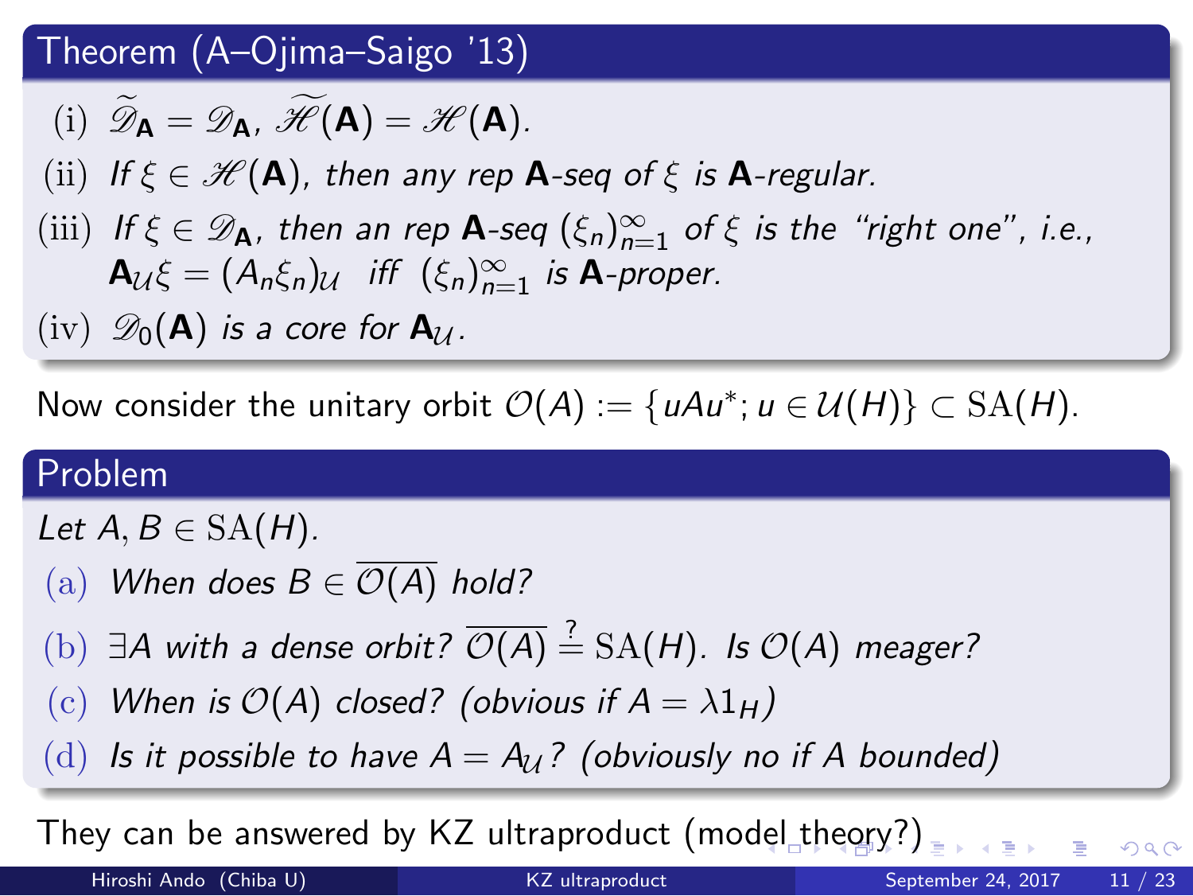## Theorem (A–Ojima–Saigo '13)

(i) $\widetilde{\mathscr{D}}_{\mathbf{A}} = \mathscr{D}_{\mathbf{A}}$, $\widetilde{\mathscr{H}}(\mathbf{A}) = \mathscr{H}(\mathbf{A})$.

(ii) *If* $\xi \in \mathscr{H}(\mathbf{A})$, *then any rep* $\mathbf{A}$*-seq of* $\xi$ *is* $\mathbf{A}$*-regular.*

(iii) *If* $\xi \in \mathscr{D}_{\mathbf{A}}$, *then an rep* $\mathbf{A}$*-seq* $(\xi_n)_{n=1}^{\infty}$ *of* $\xi$ *is the "right one", i.e.,* $\mathbf{A}_{\mathcal{U}}\xi = (A_n\xi_n)_{\mathcal{U}}$ *iff* $(\xi_n)_{n=1}^{\infty}$ *is* $\mathbf{A}$*-proper.*

(iv) $\mathscr{D}_0(\mathbf{A})$ *is a core for* $\mathbf{A}_{\mathcal{U}}$.

Now consider the unitary orbit $\mathcal{O}(A) := \{uAu^*; u \in \mathcal{U}(H)\} \subset \mathrm{SA}(H)$.

## Problem

*Let* $A, B \in \mathrm{SA}(H)$.

(a) *When does* $B \in \overline{\mathcal{O}(A)}$ *hold?*

(b) $\exists A$ *with a dense orbit?* $\overline{\mathcal{O}(A)} \overset{?}{=} \mathrm{SA}(H)$. *Is* $\mathcal{O}(A)$ *meager?*

(c) *When is* $\mathcal{O}(A)$ *closed? (obvious if* $A = \lambda 1_H$*)*

(d) *Is it possible to have* $A = A_{\mathcal{U}}$*? (obviously no if* $A$ *bounded)*

They can be answered by KZ ultraproduct (model theory?)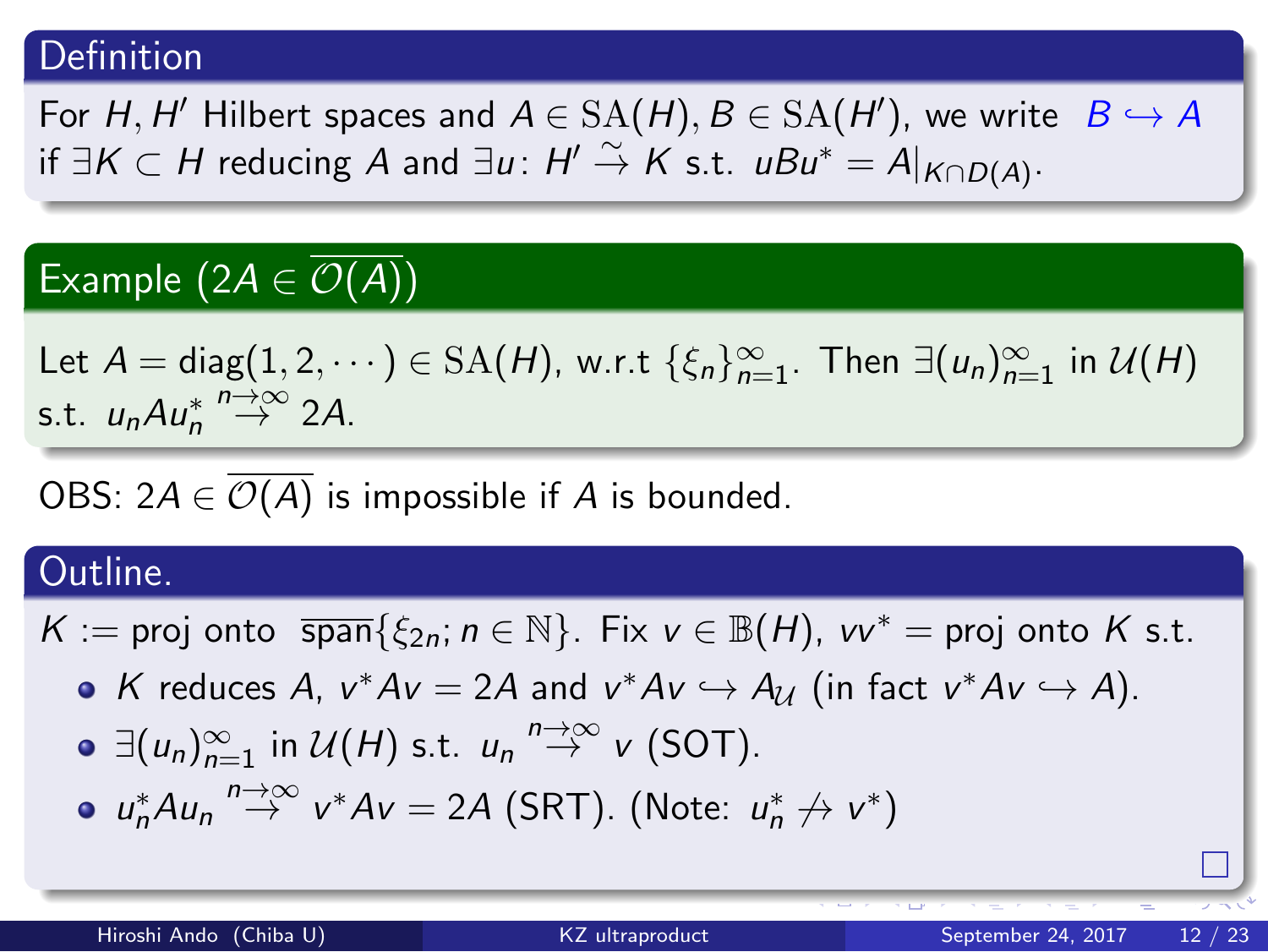### Definition

For $H, H'$ Hilbert spaces and $A \in \mathrm{SA}(H), B \in \mathrm{SA}(H')$, we write $B \hookrightarrow A$ if $\exists K \subset H$ reducing $A$ and $\exists u \colon H' \overset{\sim}{\to} K$ s.t. $uBu^* = A|_{K \cap D(A)}$.

### Example ($2A \in \overline{\mathcal{O}(A)}$)

Let $A = \mathrm{diag}(1, 2, \cdots) \in \mathrm{SA}(H)$, w.r.t $\{\xi_n\}_{n=1}^{\infty}$. Then $\exists (u_n)_{n=1}^{\infty}$ in $\mathcal{U}(H)$ s.t. $u_n A u_n^* \overset{n\to\infty}{\to} 2A$.

OBS: $2A \in \overline{\mathcal{O}(A)}$ is impossible if $A$ is bounded.

### Outline.

$K :=$ proj onto $\overline{\mathrm{span}}\{\xi_{2n}; n \in \mathbb{N}\}$. Fix $v \in \mathbb{B}(H)$, $vv^* =$ proj onto $K$ s.t.

- $K$ reduces $A$, $v^*Av = 2A$ and $v^*Av \hookrightarrow A_{\mathcal{U}}$ (in fact $v^*Av \hookrightarrow A$).
- $\exists (u_n)_{n=1}^{\infty}$ in $\mathcal{U}(H)$ s.t. $u_n \overset{n\to\infty}{\to} v$ (SOT).
- $u_n^* A u_n \overset{n\to\infty}{\to} v^*Av = 2A$ (SRT). (Note: $u_n^* \not\to v^*$)

□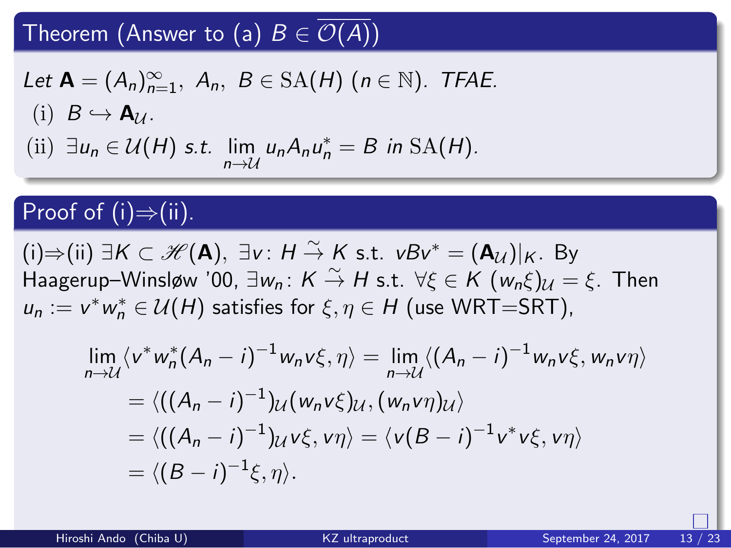## Theorem (Answer to (a) $B \in \overline{\mathcal{O}(A)}$)

*Let* $\mathbf{A} = (A_n)_{n=1}^{\infty}$, $A_n$, $B \in \mathrm{SA}(H)$ $(n \in \mathbb{N})$. *TFAE.*

(i) $B \hookrightarrow \mathbf{A}_{\mathcal{U}}$.

(ii) $\exists u_n \in \mathcal{U}(H)$ *s.t.* $\lim\limits_{n \to \mathcal{U}} u_n A_n u_n^* = B$ *in* $\mathrm{SA}(H)$.

## Proof of (i)⇒(ii).

(i)⇒(ii) $\exists K \subset \mathscr{H}(\mathbf{A})$, $\exists v \colon H \overset{\sim}{\to} K$ s.t. $vBv^* = (\mathbf{A}_{\mathcal{U}})|_K$. By Haagerup–Winsløw '00, $\exists w_n \colon K \overset{\sim}{\to} H$ s.t. $\forall \xi \in K$ $(w_n \xi)_{\mathcal{U}} = \xi$. Then $u_n := v^* w_n^* \in \mathcal{U}(H)$ satisfies for $\xi, \eta \in H$ (use WRT=SRT),

$$
\begin{aligned}
\lim_{n \to \mathcal{U}} \langle v^* w_n^* (A_n - i)^{-1} w_n v \xi, \eta \rangle &= \lim_{n \to \mathcal{U}} \langle (A_n - i)^{-1} w_n v \xi, w_n v \eta \rangle \\
&= \langle ((A_n - i)^{-1})_{\mathcal{U}} (w_n v \xi)_{\mathcal{U}}, (w_n v \eta)_{\mathcal{U}} \rangle \\
&= \langle ((A_n - i)^{-1})_{\mathcal{U}} v \xi, v \eta \rangle = \langle v (B - i)^{-1} v^* v \xi, v \eta \rangle \\
&= \langle (B - i)^{-1} \xi, \eta \rangle.
\end{aligned}
$$

□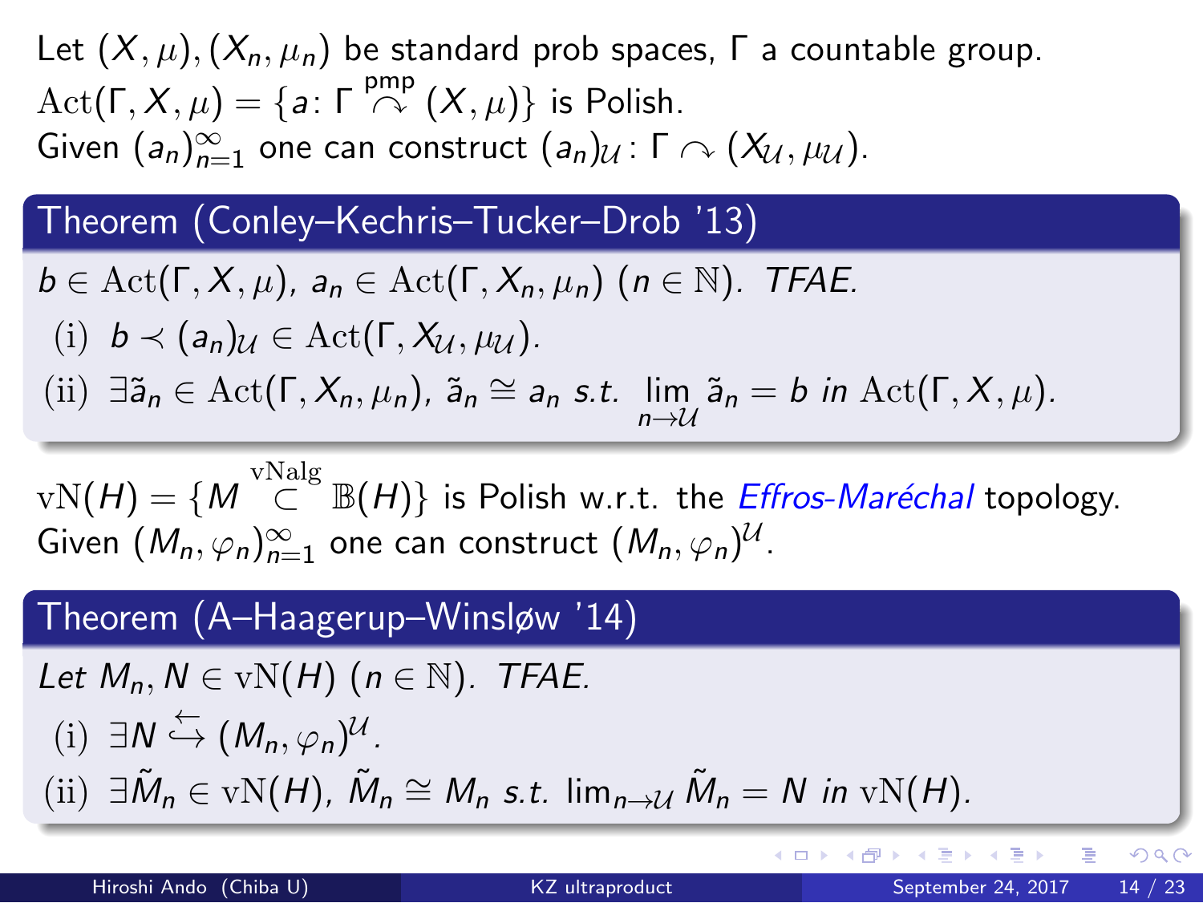Let $(X, \mu), (X_n, \mu_n)$ be standard prob spaces, $\Gamma$ a countable group.
$\mathrm{Act}(\Gamma, X, \mu) = \{a \colon \Gamma \overset{\text{pmp}}{\curvearrowright} (X, \mu)\}$ is Polish.
Given $(a_n)_{n=1}^{\infty}$ one can construct $(a_n)_{\mathcal{U}} \colon \Gamma \curvearrowright (X_{\mathcal{U}}, \mu_{\mathcal{U}})$.

### Theorem (Conley–Kechris–Tucker–Drob '13)

*$b \in \mathrm{Act}(\Gamma, X, \mu)$, $a_n \in \mathrm{Act}(\Gamma, X_n, \mu_n)$ $(n \in \mathbb{N})$. TFAE.*

- (i) $b \prec (a_n)_{\mathcal{U}} \in \mathrm{Act}(\Gamma, X_{\mathcal{U}}, \mu_{\mathcal{U}})$.
- (ii) $\exists \tilde{a}_n \in \mathrm{Act}(\Gamma, X_n, \mu_n)$, $\tilde{a}_n \cong a_n$ *s.t.* $\lim\limits_{n \to \mathcal{U}} \tilde{a}_n = b$ *in* $\mathrm{Act}(\Gamma, X, \mu)$.

$\mathrm{vN}(H) = \{M \overset{\text{vNalg}}{\subset} \mathbb{B}(H)\}$ is Polish w.r.t. the *Effros-Maréchal* topology.
Given $(M_n, \varphi_n)_{n=1}^{\infty}$ one can construct $(M_n, \varphi_n)^{\mathcal{U}}$.

### Theorem (A–Haagerup–Winsløw '14)

*Let $M_n, N \in \mathrm{vN}(H)$ $(n \in \mathbb{N})$. TFAE.*

- (i) $\exists N \overset{\leftarrow}{\hookrightarrow} (M_n, \varphi_n)^{\mathcal{U}}$.
- (ii) $\exists \tilde{M}_n \in \mathrm{vN}(H)$, $\tilde{M}_n \cong M_n$ *s.t.* $\lim_{n \to \mathcal{U}} \tilde{M}_n = N$ *in* $\mathrm{vN}(H)$.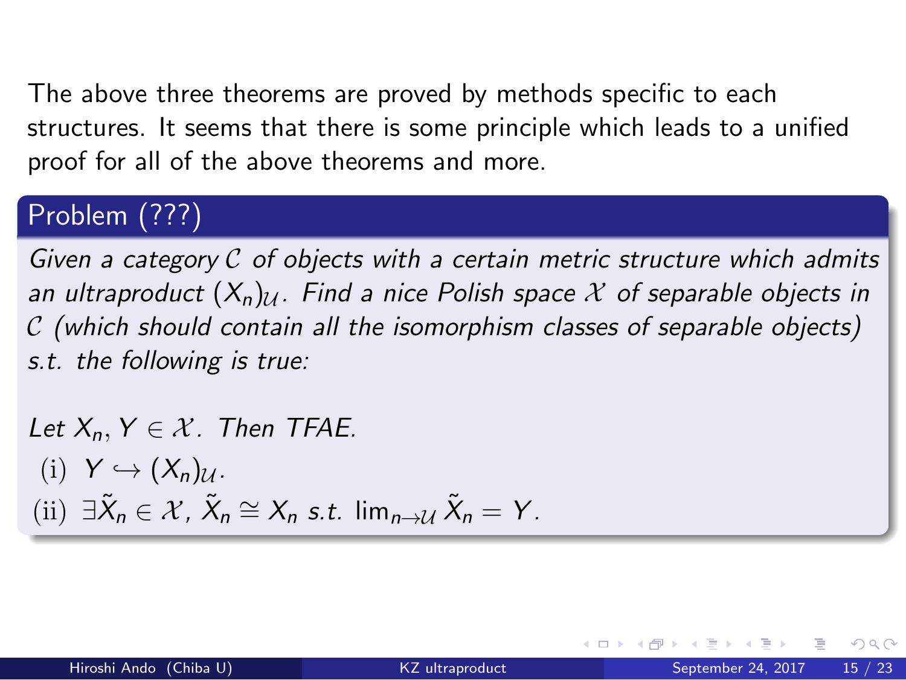The above three theorems are proved by methods specific to each structures. It seems that there is some principle which leads to a unified proof for all of the above theorems and more.

### Problem (???)

*Given a category $\mathcal{C}$ of objects with a certain metric structure which admits an ultraproduct $(X_n)_{\mathcal{U}}$. Find a nice Polish space $\mathcal{X}$ of separable objects in $\mathcal{C}$ (which should contain all the isomorphism classes of separable objects) s.t. the following is true:*

*Let $X_n, Y \in \mathcal{X}$. Then TFAE.*

(i) $Y \hookrightarrow (X_n)_{\mathcal{U}}$.

(ii) $\exists \tilde{X}_n \in \mathcal{X}$, $\tilde{X}_n \cong X_n$ *s.t.* $\lim_{n \to \mathcal{U}} \tilde{X}_n = Y$.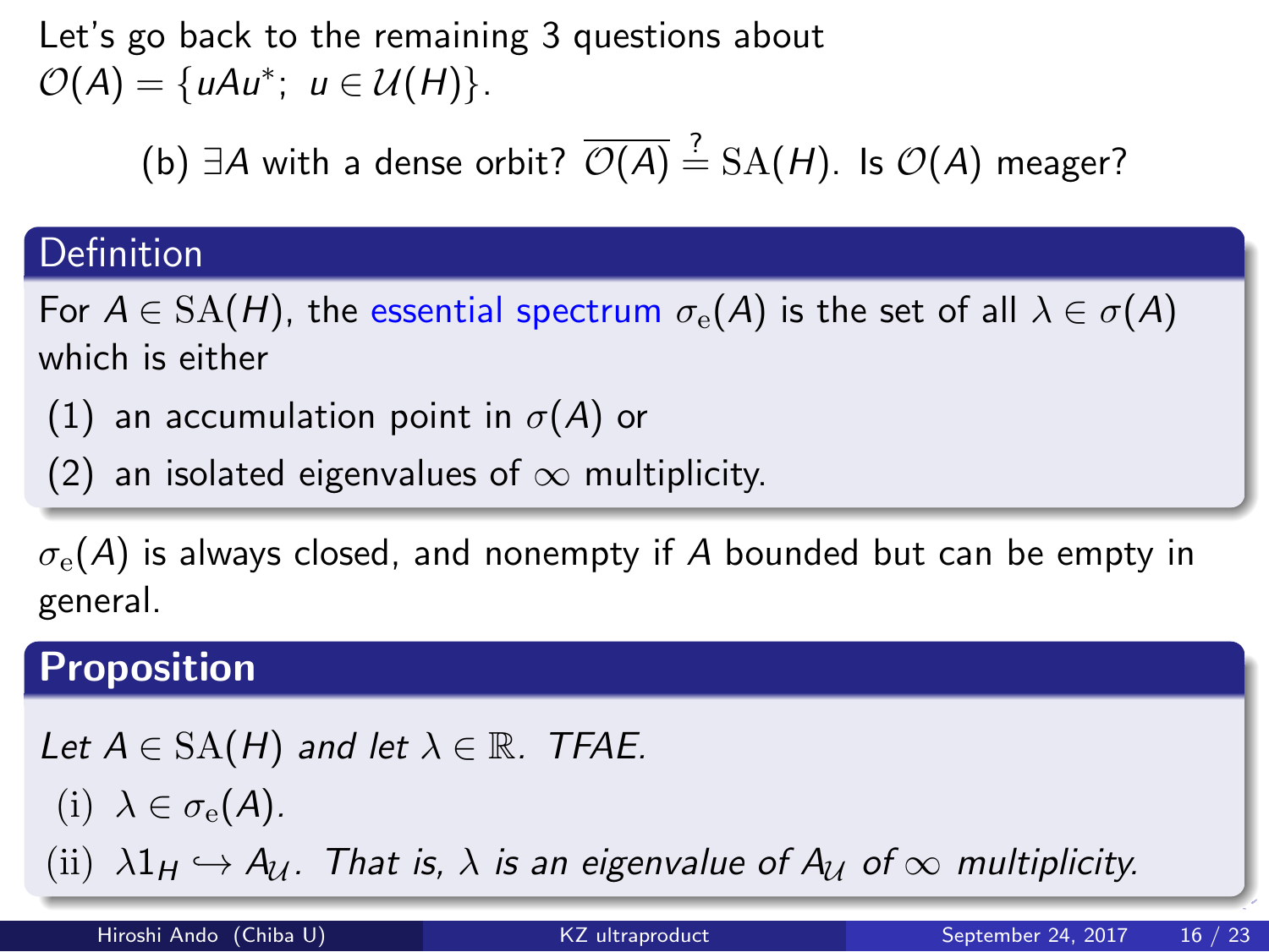Let's go back to the remaining 3 questions about $\mathcal{O}(A) = \{uAu^*;\ u \in \mathcal{U}(H)\}$.

(b) $\exists A$ with a dense orbit? $\overline{\mathcal{O}(A)} \stackrel{?}{=} \mathrm{SA}(H)$. Is $\mathcal{O}(A)$ meager?

### Definition

For $A \in \mathrm{SA}(H)$, the essential spectrum $\sigma_{\mathrm{e}}(A)$ is the set of all $\lambda \in \sigma(A)$ which is either

1. an accumulation point in $\sigma(A)$ or
2. an isolated eigenvalues of $\infty$ multiplicity.

$\sigma_{\mathrm{e}}(A)$ is always closed, and nonempty if $A$ bounded but can be empty in general.

### Proposition

*Let $A \in \mathrm{SA}(H)$ and let $\lambda \in \mathbb{R}$. TFAE.*

(i) $\lambda \in \sigma_{\mathrm{e}}(A)$.

(ii) $\lambda 1_H \hookrightarrow A_{\mathcal{U}}$. *That is, $\lambda$ is an eigenvalue of $A_{\mathcal{U}}$ of $\infty$ multiplicity.*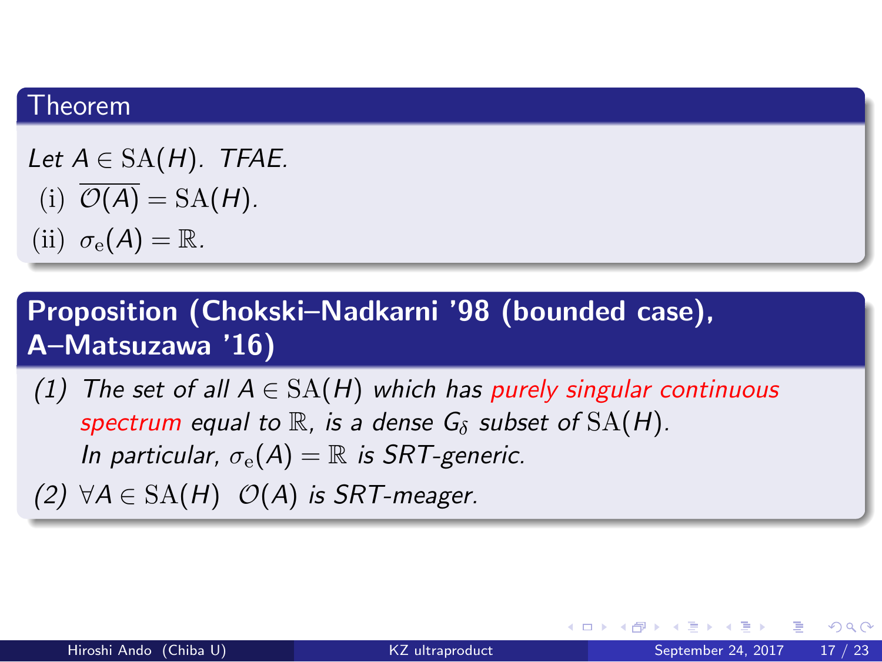**Theorem**

*Let $A \in \mathrm{SA}(H)$. TFAE.*

(i) $\overline{\mathcal{O}(A)} = \mathrm{SA}(H)$.

(ii) $\sigma_{\mathrm{e}}(A) = \mathbb{R}$.

**Proposition (Chokski–Nadkarni '98 (bounded case), A–Matsuzawa '16)**

*(1) The set of all $A \in \mathrm{SA}(H)$ which has purely singular continuous spectrum equal to $\mathbb{R}$, is a dense $G_\delta$ subset of $\mathrm{SA}(H)$.*
*In particular, $\sigma_{\mathrm{e}}(A) = \mathbb{R}$ is SRT-generic.*

*(2) $\forall A \in \mathrm{SA}(H)$ $\mathcal{O}(A)$ is SRT-meager.*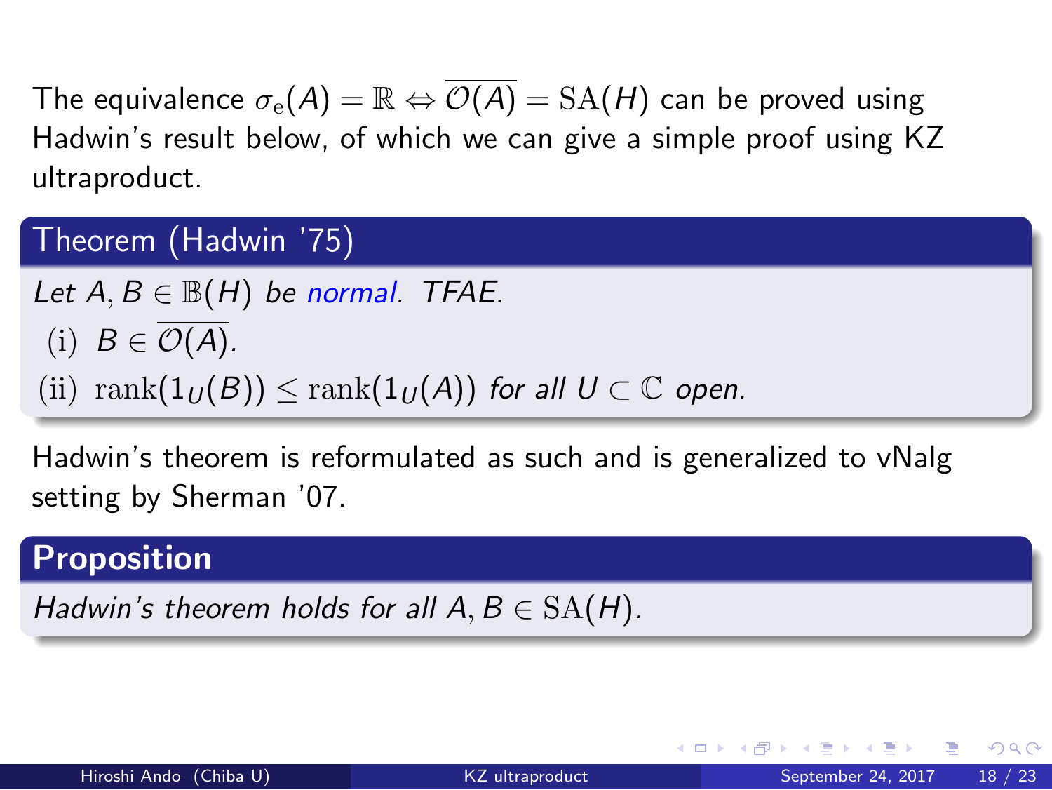The equivalence $\sigma_{\mathrm{e}}(A) = \mathbb{R} \Leftrightarrow \overline{\mathcal{O}(A)} = \mathrm{SA}(H)$ can be proved using Hadwin's result below, of which we can give a simple proof using KZ ultraproduct.

**Theorem (Hadwin '75)**

*Let $A, B \in \mathbb{B}(H)$ be normal. TFAE.*

- (i) $B \in \overline{\mathcal{O}(A)}$.
- (ii) $\mathrm{rank}(1_U(B)) \leq \mathrm{rank}(1_U(A))$ *for all $U \subset \mathbb{C}$ open.*

Hadwin's theorem is reformulated as such and is generalized to vNalg setting by Sherman '07.

**Proposition**

*Hadwin's theorem holds for all $A, B \in \mathrm{SA}(H)$.*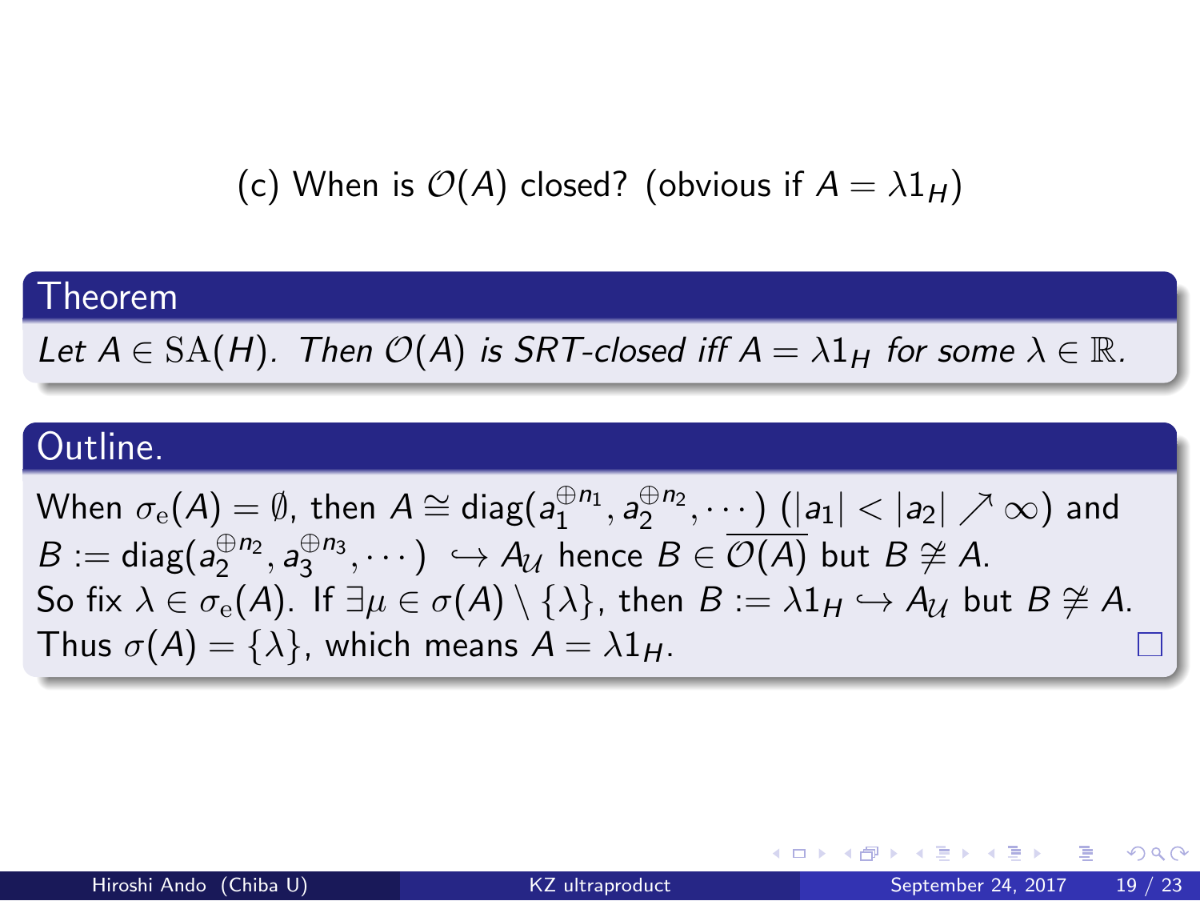(c) When is $\mathcal{O}(A)$ closed? (obvious if $A = \lambda 1_H$)

### Theorem

*Let $A \in \mathrm{SA}(H)$. Then $\mathcal{O}(A)$ is SRT-closed iff $A = \lambda 1_H$ for some $\lambda \in \mathbb{R}$.*

### Outline.

When $\sigma_{\mathrm{e}}(A) = \emptyset$, then $A \cong \mathrm{diag}(a_1^{\oplus n_1}, a_2^{\oplus n_2}, \cdots)$ ($|a_1| < |a_2| \nearrow \infty$) and $B := \mathrm{diag}(a_2^{\oplus n_2}, a_3^{\oplus n_3}, \cdots) \hookrightarrow A_{\mathcal{U}}$ hence $B \in \overline{\mathcal{O}(A)}$ but $B \not\cong A$.
So fix $\lambda \in \sigma_{\mathrm{e}}(A)$. If $\exists \mu \in \sigma(A) \setminus \{\lambda\}$, then $B := \lambda 1_H \hookrightarrow A_{\mathcal{U}}$ but $B \not\cong A$.
Thus $\sigma(A) = \{\lambda\}$, which means $A = \lambda 1_H$. □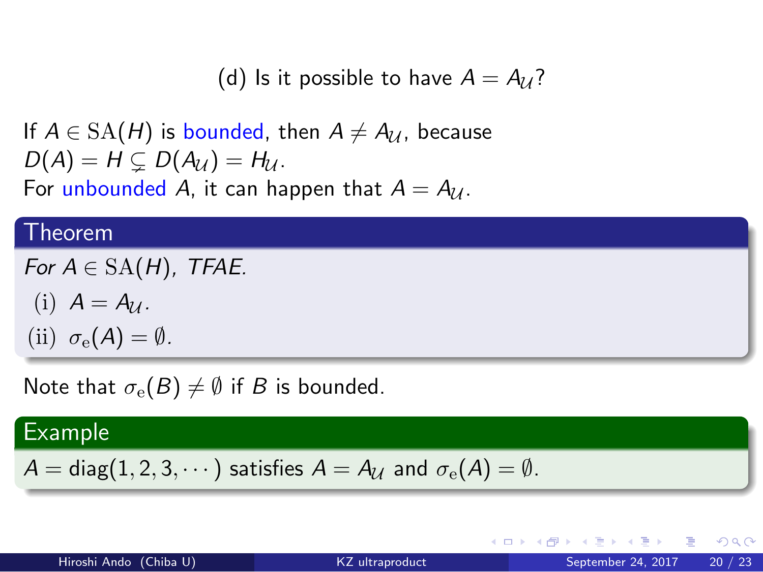## (d) Is it possible to have $A = A_{\mathcal{U}}$?

If $A \in \mathrm{SA}(H)$ is bounded, then $A \neq A_{\mathcal{U}}$, because $D(A) = H \subsetneq D(A_{\mathcal{U}}) = H_{\mathcal{U}}$.
For unbounded $A$, it can happen that $A = A_{\mathcal{U}}$.

**Theorem**

*For $A \in \mathrm{SA}(H)$, TFAE.*

(i) $A = A_{\mathcal{U}}$.

(ii) $\sigma_{\mathrm{e}}(A) = \emptyset$.

Note that $\sigma_{\mathrm{e}}(B) \neq \emptyset$ if $B$ is bounded.

**Example**

$A = \mathrm{diag}(1, 2, 3, \cdots)$ satisfies $A = A_{\mathcal{U}}$ and $\sigma_{\mathrm{e}}(A) = \emptyset$.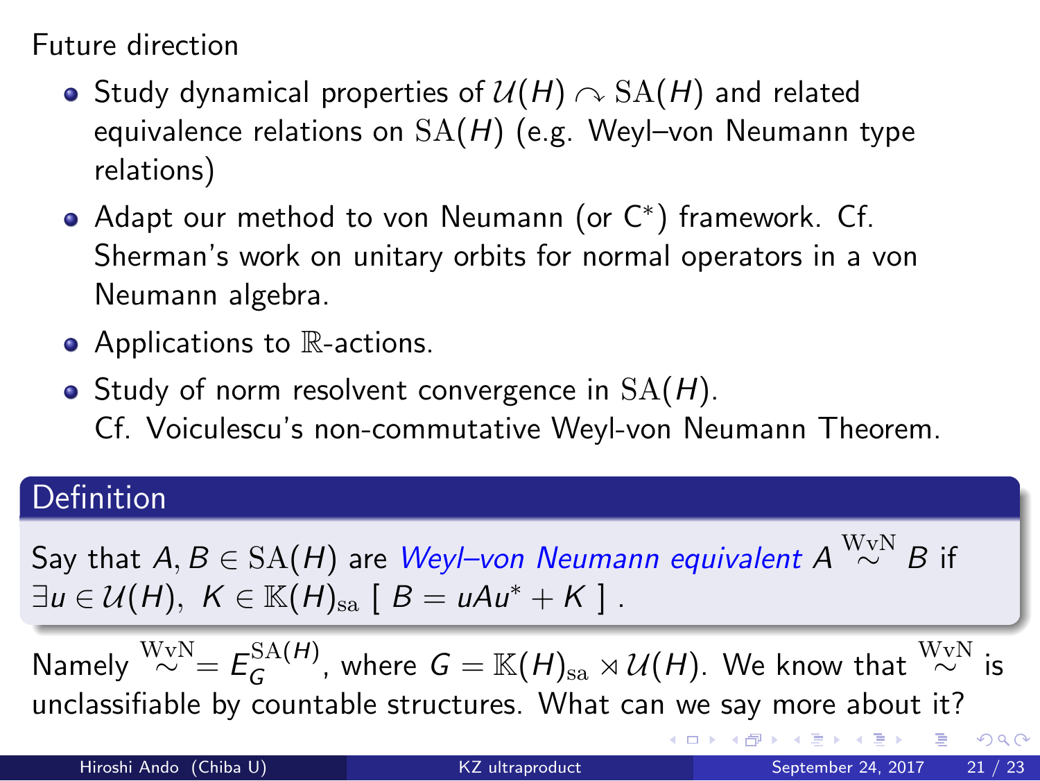Future direction

- Study dynamical properties of $\mathcal{U}(H) \curvearrowright \mathrm{SA}(H)$ and related equivalence relations on $\mathrm{SA}(H)$ (e.g. Weyl–von Neumann type relations)
- Adapt our method to von Neumann (or C$^*$) framework. Cf. Sherman's work on unitary orbits for normal operators in a von Neumann algebra.
- Applications to $\mathbb{R}$-actions.
- Study of norm resolvent convergence in $\mathrm{SA}(H)$.
  Cf. Voiculescu's non-commutative Weyl-von Neumann Theorem.

**Definition**

Say that $A, B \in \mathrm{SA}(H)$ are *Weyl–von Neumann equivalent* $A \overset{\mathrm{WvN}}{\sim} B$ if $\exists u \in \mathcal{U}(H),\ K \in \mathbb{K}(H)_{\mathrm{sa}}\ [\ B = uAu^* + K\ ]$ .

Namely $\overset{\mathrm{WvN}}{\sim} = E_G^{\mathrm{SA}(H)}$, where $G = \mathbb{K}(H)_{\mathrm{sa}} \rtimes \mathcal{U}(H)$. We know that $\overset{\mathrm{WvN}}{\sim}$ is unclassifiable by countable structures. What can we say more about it?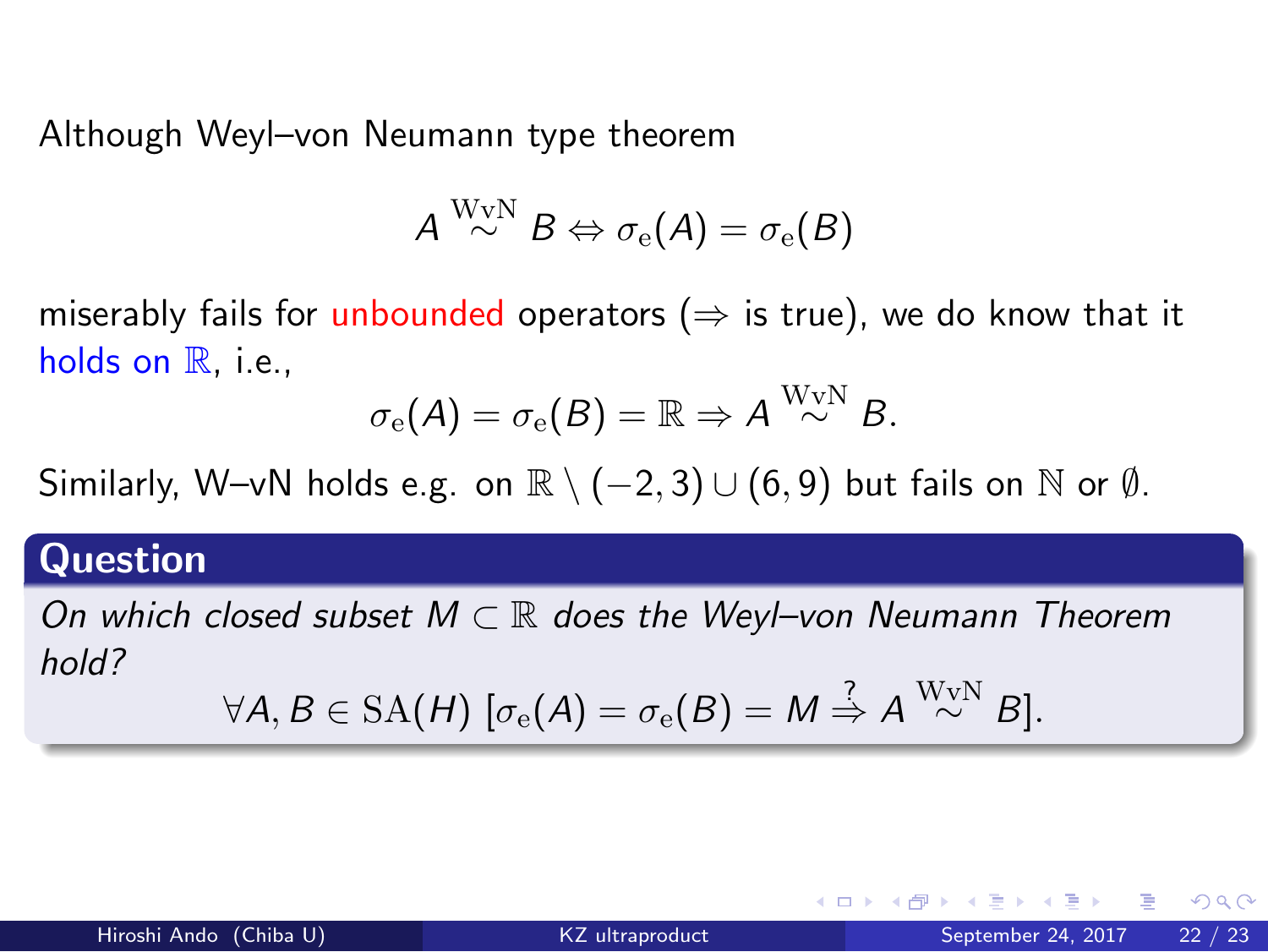Although Weyl–von Neumann type theorem

$$A \overset{\mathrm{WvN}}{\sim} B \Leftrightarrow \sigma_{\mathrm{e}}(A) = \sigma_{\mathrm{e}}(B)$$

miserably fails for unbounded operators ($\Rightarrow$ is true), we do know that it holds on $\mathbb{R}$, i.e.,

$$\sigma_{\mathrm{e}}(A) = \sigma_{\mathrm{e}}(B) = \mathbb{R} \Rightarrow A \overset{\mathrm{WvN}}{\sim} B.$$

Similarly, W–vN holds e.g. on $\mathbb{R} \setminus (-2, 3) \cup (6, 9)$ but fails on $\mathbb{N}$ or $\emptyset$.

**Question**

*On which closed subset $M \subset \mathbb{R}$ does the Weyl–von Neumann Theorem hold?*

$$\forall A, B \in \mathrm{SA}(H)\ [\sigma_{\mathrm{e}}(A) = \sigma_{\mathrm{e}}(B) = M \overset{?}{\Rightarrow} A \overset{\mathrm{WvN}}{\sim} B].$$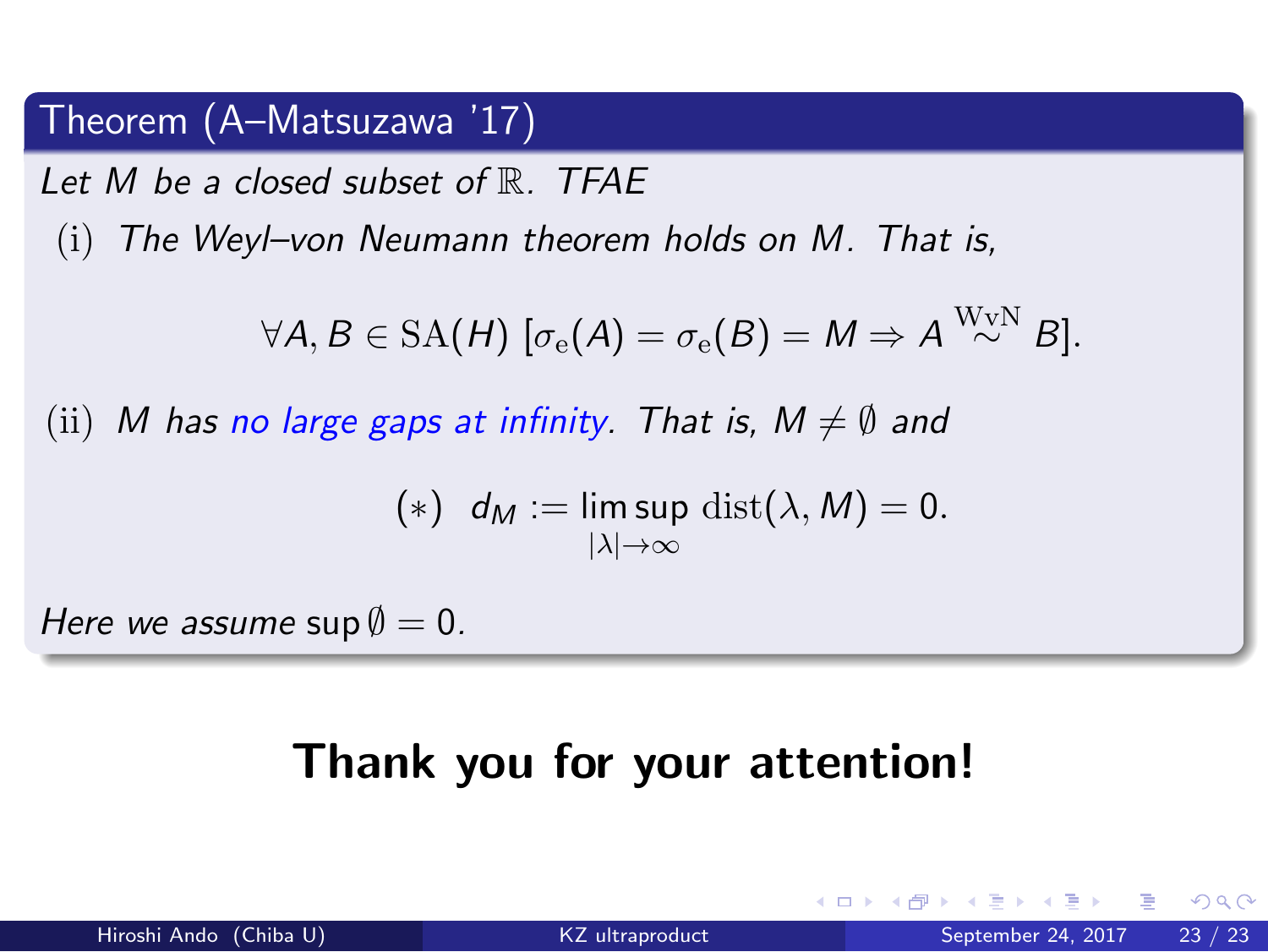**Theorem (A–Matsuzawa '17)**

*Let $M$ be a closed subset of $\mathbb{R}$. TFAE*

(i) *The Weyl–von Neumann theorem holds on $M$. That is,*

$$\forall A, B \in \mathrm{SA}(H)\ [\sigma_{\mathrm{e}}(A) = \sigma_{\mathrm{e}}(B) = M \Rightarrow A \overset{\mathrm{WvN}}{\sim} B].$$

(ii) *$M$ has no large gaps at infinity. That is, $M \neq \emptyset$ and*

$$(*) \quad d_M := \limsup_{|\lambda| \to \infty} \mathrm{dist}(\lambda, M) = 0.$$

*Here we assume* $\sup \emptyset = 0$.

**Thank you for your attention!**